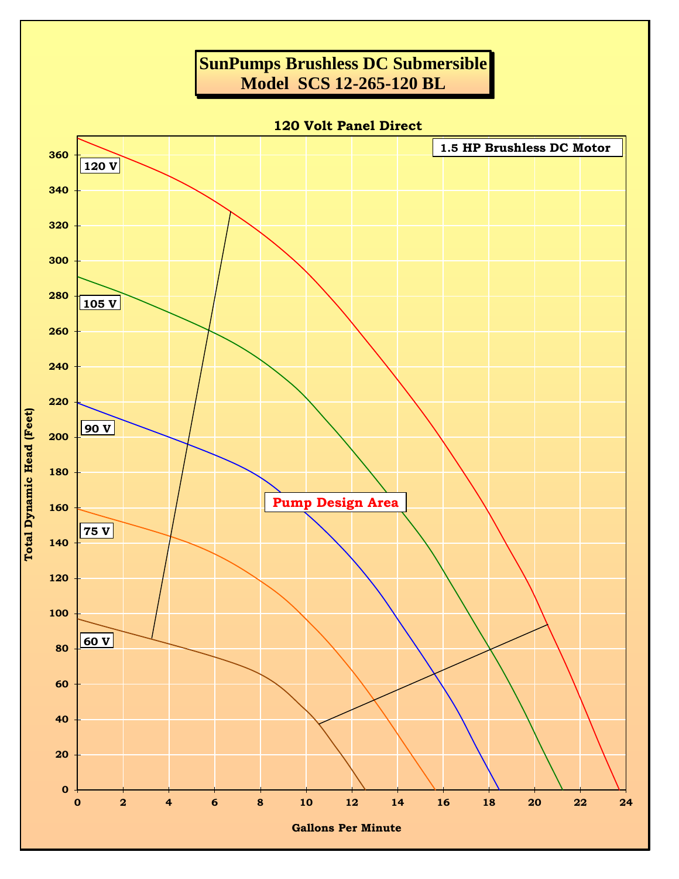# SunPumps Brushless DC Submersible
# Model SCS 12-265-120 BL

**120 Volt Panel Direct**

**1.5 HP Brushless DC Motor**

120 V

105 V

90 V

75 V

60 V

**Pump Design Area**

Total Dynamic Head (Feet)

0, 20, 40, 60, 80, 100, 120, 140, 160, 180, 200, 220, 240, 260, 280, 300, 320, 340, 360

Gallons Per Minute

0, 2, 4, 6, 8, 10, 12, 14, 16, 18, 20, 22, 24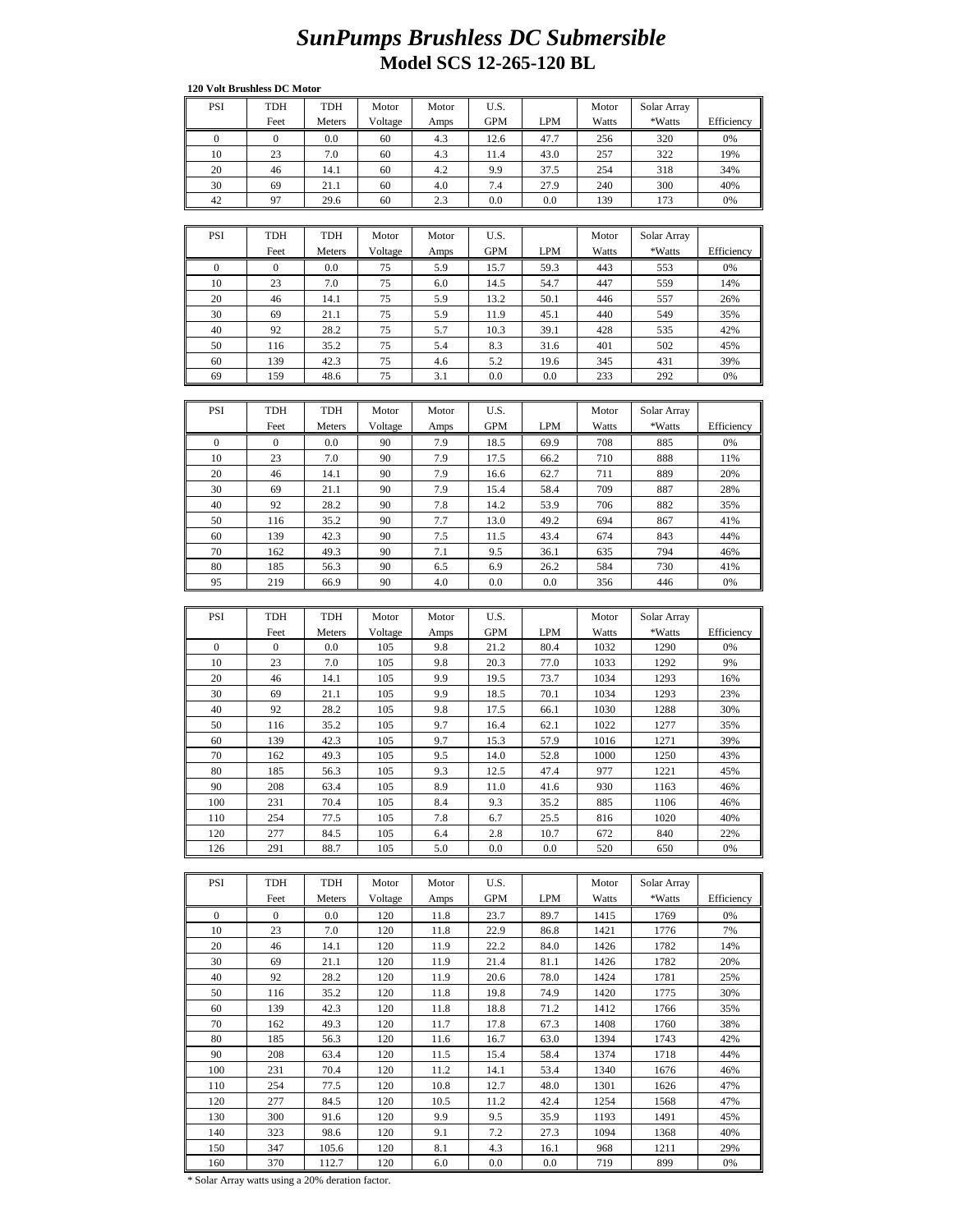# *SunPumps Brushless DC Submersible*

## Model SCS 12-265-120 BL

**120 Volt Brushless DC Motor**

| PSI | TDH Feet | TDH Meters | Motor Voltage | Motor Amps | U.S. GPM | LPM | Motor Watts | Solar Array *Watts | Efficiency |
|---|---|---|---|---|---|---|---|---|---|
| 0 | 0 | 0.0 | 60 | 4.3 | 12.6 | 47.7 | 256 | 320 | 0% |
| 10 | 23 | 7.0 | 60 | 4.3 | 11.4 | 43.0 | 257 | 322 | 19% |
| 20 | 46 | 14.1 | 60 | 4.2 | 9.9 | 37.5 | 254 | 318 | 34% |
| 30 | 69 | 21.1 | 60 | 4.0 | 7.4 | 27.9 | 240 | 300 | 40% |
| 42 | 97 | 29.6 | 60 | 2.3 | 0.0 | 0.0 | 139 | 173 | 0% |

| PSI | TDH Feet | TDH Meters | Motor Voltage | Motor Amps | U.S. GPM | LPM | Motor Watts | Solar Array *Watts | Efficiency |
|---|---|---|---|---|---|---|---|---|---|
| 0 | 0 | 0.0 | 75 | 5.9 | 15.7 | 59.3 | 443 | 553 | 0% |
| 10 | 23 | 7.0 | 75 | 6.0 | 14.5 | 54.7 | 447 | 559 | 14% |
| 20 | 46 | 14.1 | 75 | 5.9 | 13.2 | 50.1 | 446 | 557 | 26% |
| 30 | 69 | 21.1 | 75 | 5.9 | 11.9 | 45.1 | 440 | 549 | 35% |
| 40 | 92 | 28.2 | 75 | 5.7 | 10.3 | 39.1 | 428 | 535 | 42% |
| 50 | 116 | 35.2 | 75 | 5.4 | 8.3 | 31.6 | 401 | 502 | 45% |
| 60 | 139 | 42.3 | 75 | 4.6 | 5.2 | 19.6 | 345 | 431 | 39% |
| 69 | 159 | 48.6 | 75 | 3.1 | 0.0 | 0.0 | 233 | 292 | 0% |

| PSI | TDH Feet | TDH Meters | Motor Voltage | Motor Amps | U.S. GPM | LPM | Motor Watts | Solar Array *Watts | Efficiency |
|---|---|---|---|---|---|---|---|---|---|
| 0 | 0 | 0.0 | 90 | 7.9 | 18.5 | 69.9 | 708 | 885 | 0% |
| 10 | 23 | 7.0 | 90 | 7.9 | 17.5 | 66.2 | 710 | 888 | 11% |
| 20 | 46 | 14.1 | 90 | 7.9 | 16.6 | 62.7 | 711 | 889 | 20% |
| 30 | 69 | 21.1 | 90 | 7.9 | 15.4 | 58.4 | 709 | 887 | 28% |
| 40 | 92 | 28.2 | 90 | 7.8 | 14.2 | 53.9 | 706 | 882 | 35% |
| 50 | 116 | 35.2 | 90 | 7.7 | 13.0 | 49.2 | 694 | 867 | 41% |
| 60 | 139 | 42.3 | 90 | 7.5 | 11.5 | 43.4 | 674 | 843 | 44% |
| 70 | 162 | 49.3 | 90 | 7.1 | 9.5 | 36.1 | 635 | 794 | 46% |
| 80 | 185 | 56.3 | 90 | 6.5 | 6.9 | 26.2 | 584 | 730 | 41% |
| 95 | 219 | 66.9 | 90 | 4.0 | 0.0 | 0.0 | 356 | 446 | 0% |

| PSI | TDH Feet | TDH Meters | Motor Voltage | Motor Amps | U.S. GPM | LPM | Motor Watts | Solar Array *Watts | Efficiency |
|---|---|---|---|---|---|---|---|---|---|
| 0 | 0 | 0.0 | 105 | 9.8 | 21.2 | 80.4 | 1032 | 1290 | 0% |
| 10 | 23 | 7.0 | 105 | 9.8 | 20.3 | 77.0 | 1033 | 1292 | 9% |
| 20 | 46 | 14.1 | 105 | 9.9 | 19.5 | 73.7 | 1034 | 1293 | 16% |
| 30 | 69 | 21.1 | 105 | 9.9 | 18.5 | 70.1 | 1034 | 1293 | 23% |
| 40 | 92 | 28.2 | 105 | 9.8 | 17.5 | 66.1 | 1030 | 1288 | 30% |
| 50 | 116 | 35.2 | 105 | 9.7 | 16.4 | 62.1 | 1022 | 1277 | 35% |
| 60 | 139 | 42.3 | 105 | 9.7 | 15.3 | 57.9 | 1016 | 1271 | 39% |
| 70 | 162 | 49.3 | 105 | 9.5 | 14.0 | 52.8 | 1000 | 1250 | 43% |
| 80 | 185 | 56.3 | 105 | 9.3 | 12.5 | 47.4 | 977 | 1221 | 45% |
| 90 | 208 | 63.4 | 105 | 8.9 | 11.0 | 41.6 | 930 | 1163 | 46% |
| 100 | 231 | 70.4 | 105 | 8.4 | 9.3 | 35.2 | 885 | 1106 | 46% |
| 110 | 254 | 77.5 | 105 | 7.8 | 6.7 | 25.5 | 816 | 1020 | 40% |
| 120 | 277 | 84.5 | 105 | 6.4 | 2.8 | 10.7 | 672 | 840 | 22% |
| 126 | 291 | 88.7 | 105 | 5.0 | 0.0 | 0.0 | 520 | 650 | 0% |

| PSI | TDH Feet | TDH Meters | Motor Voltage | Motor Amps | U.S. GPM | LPM | Motor Watts | Solar Array *Watts | Efficiency |
|---|---|---|---|---|---|---|---|---|---|
| 0 | 0 | 0.0 | 120 | 11.8 | 23.7 | 89.7 | 1415 | 1769 | 0% |
| 10 | 23 | 7.0 | 120 | 11.8 | 22.9 | 86.8 | 1421 | 1776 | 7% |
| 20 | 46 | 14.1 | 120 | 11.9 | 22.2 | 84.0 | 1426 | 1782 | 14% |
| 30 | 69 | 21.1 | 120 | 11.9 | 21.4 | 81.1 | 1426 | 1782 | 20% |
| 40 | 92 | 28.2 | 120 | 11.9 | 20.6 | 78.0 | 1424 | 1781 | 25% |
| 50 | 116 | 35.2 | 120 | 11.8 | 19.8 | 74.9 | 1420 | 1775 | 30% |
| 60 | 139 | 42.3 | 120 | 11.8 | 18.8 | 71.2 | 1412 | 1766 | 35% |
| 70 | 162 | 49.3 | 120 | 11.7 | 17.8 | 67.3 | 1408 | 1760 | 38% |
| 80 | 185 | 56.3 | 120 | 11.6 | 16.7 | 63.0 | 1394 | 1743 | 42% |
| 90 | 208 | 63.4 | 120 | 11.5 | 15.4 | 58.4 | 1374 | 1718 | 44% |
| 100 | 231 | 70.4 | 120 | 11.2 | 14.1 | 53.4 | 1340 | 1676 | 46% |
| 110 | 254 | 77.5 | 120 | 10.8 | 12.7 | 48.0 | 1301 | 1626 | 47% |
| 120 | 277 | 84.5 | 120 | 10.5 | 11.2 | 42.4 | 1254 | 1568 | 47% |
| 130 | 300 | 91.6 | 120 | 9.9 | 9.5 | 35.9 | 1193 | 1491 | 45% |
| 140 | 323 | 98.6 | 120 | 9.1 | 7.2 | 27.3 | 1094 | 1368 | 40% |
| 150 | 347 | 105.6 | 120 | 8.1 | 4.3 | 16.1 | 968 | 1211 | 29% |
| 160 | 370 | 112.7 | 120 | 6.0 | 0.0 | 0.0 | 719 | 899 | 0% |

* Solar Array watts using a 20% deration factor.